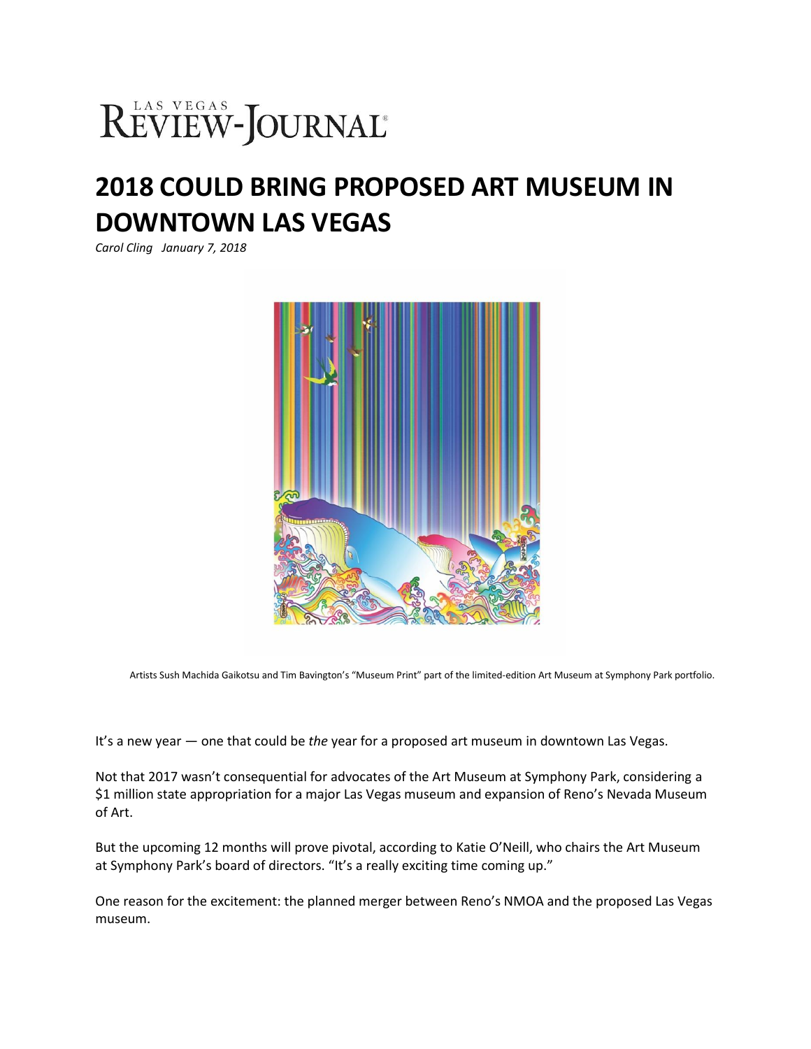LAS VEGAS REVIEW-JOURNAL

# 2018 COULD BRING PROPOSED ART MUSEUM IN DOWNTOWN LAS VEGAS

*Carol Cling January 7, 2018*

Artists Sush Machida Gaikotsu and Tim Bavington's "Museum Print" part of the limited-edition Art Museum at Symphony Park portfolio.

It's a new year — one that could be *the* year for a proposed art museum in downtown Las Vegas.

Not that 2017 wasn't consequential for advocates of the Art Museum at Symphony Park, considering a $1 million state appropriation for a major Las Vegas museum and expansion of Reno's Nevada Museum of Art.

But the upcoming 12 months will prove pivotal, according to Katie O'Neill, who chairs the Art Museum at Symphony Park's board of directors. "It's a really exciting time coming up."

One reason for the excitement: the planned merger between Reno's NMOA and the proposed Las Vegas museum.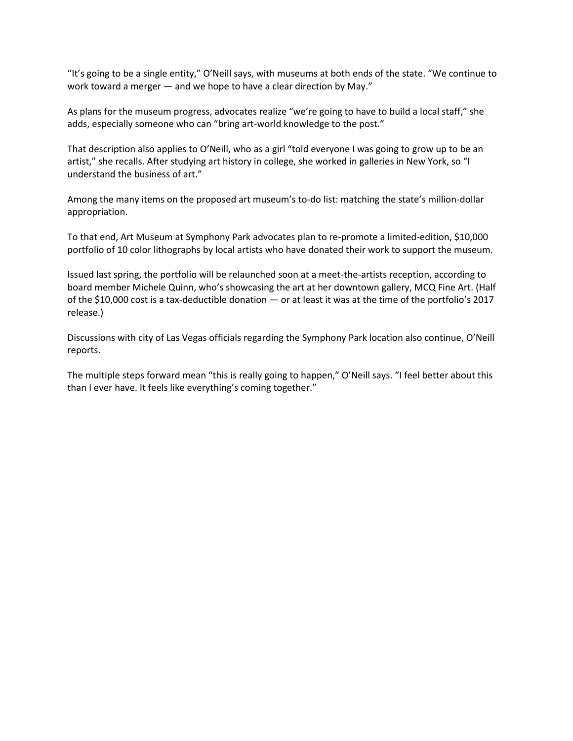"It's going to be a single entity," O'Neill says, with museums at both ends of the state. "We continue to work toward a merger — and we hope to have a clear direction by May."

As plans for the museum progress, advocates realize "we're going to have to build a local staff," she adds, especially someone who can "bring art-world knowledge to the post."

That description also applies to O'Neill, who as a girl "told everyone I was going to grow up to be an artist," she recalls. After studying art history in college, she worked in galleries in New York, so "I understand the business of art."

Among the many items on the proposed art museum's to-do list: matching the state's million-dollar appropriation.

To that end, Art Museum at Symphony Park advocates plan to re-promote a limited-edition, $10,000 portfolio of 10 color lithographs by local artists who have donated their work to support the museum.

Issued last spring, the portfolio will be relaunched soon at a meet-the-artists reception, according to board member Michele Quinn, who's showcasing the art at her downtown gallery, MCQ Fine Art. (Half of the $10,000 cost is a tax-deductible donation — or at least it was at the time of the portfolio's 2017 release.)

Discussions with city of Las Vegas officials regarding the Symphony Park location also continue, O'Neill reports.

The multiple steps forward mean "this is really going to happen," O'Neill says. "I feel better about this than I ever have. It feels like everything's coming together."